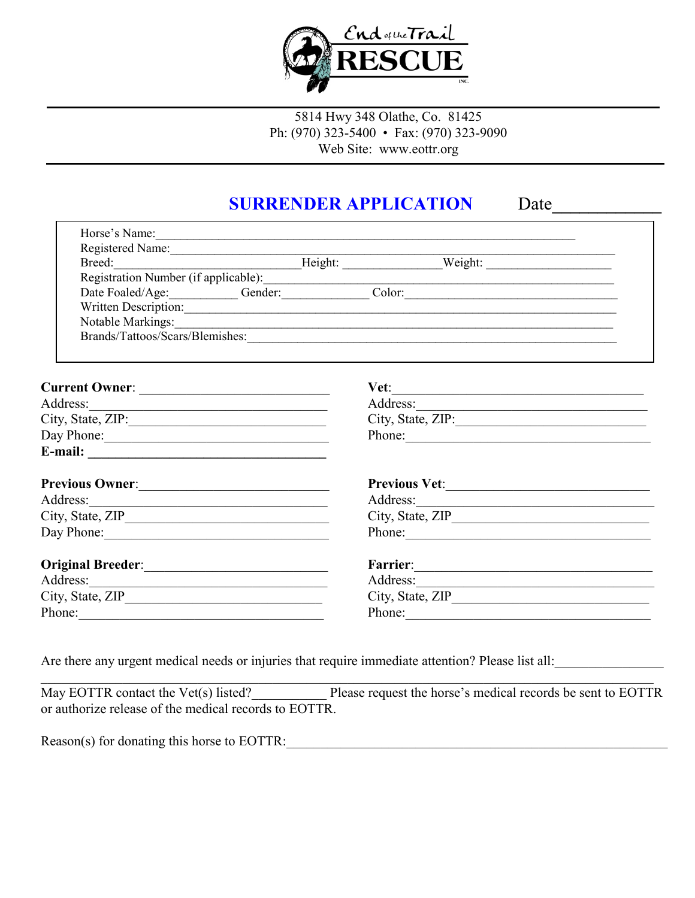End of the Trail RESCUE INC.

5814 Hwy 348 Olathe, Co. 81425
Ph: (970) 323-5400 • Fax: (970) 323-9090
Web Site: www.eottr.org

## SURRENDER APPLICATION

Date____________

Horse's Name:_______________________________________________
Registered Name:_______________________________________________
Breed:_____________________ Height: ______________ Weight: ____________________
Registration Number (if applicable):_______________________________________________
Date Foaled/Age:__________ Gender:_____________ Color:_______________________
Written Description:_______________________________________________
Notable Markings:_______________________________________________
Brands/Tattoos/Scars/Blemishes:_______________________________________________

**Current Owner**: ____________________________
Address:____________________________
City, State, ZIP:____________________________
Day Phone:____________________________
**E-mail: ____________________________**

**Vet**:____________________________
Address:____________________________
City, State, ZIP:____________________________
Phone:____________________________

**Previous Owner**:____________________________
Address:____________________________
City, State, ZIP____________________________
Day Phone:____________________________

**Previous Vet**:____________________________
Address:____________________________
City, State, ZIP____________________________
Phone:____________________________

**Original Breeder**:____________________________
Address:____________________________
City, State, ZIP____________________________
Phone:____________________________

**Farrier**:____________________________
Address:____________________________
City, State, ZIP____________________________
Phone:____________________________

Are there any urgent medical needs or injuries that require immediate attention? Please list all:________________
_______________________________________________

May EOTTR contact the Vet(s) listed?__________ Please request the horse's medical records be sent to EOTTR or authorize release of the medical records to EOTTR.

Reason(s) for donating this horse to EOTTR:_______________________________________________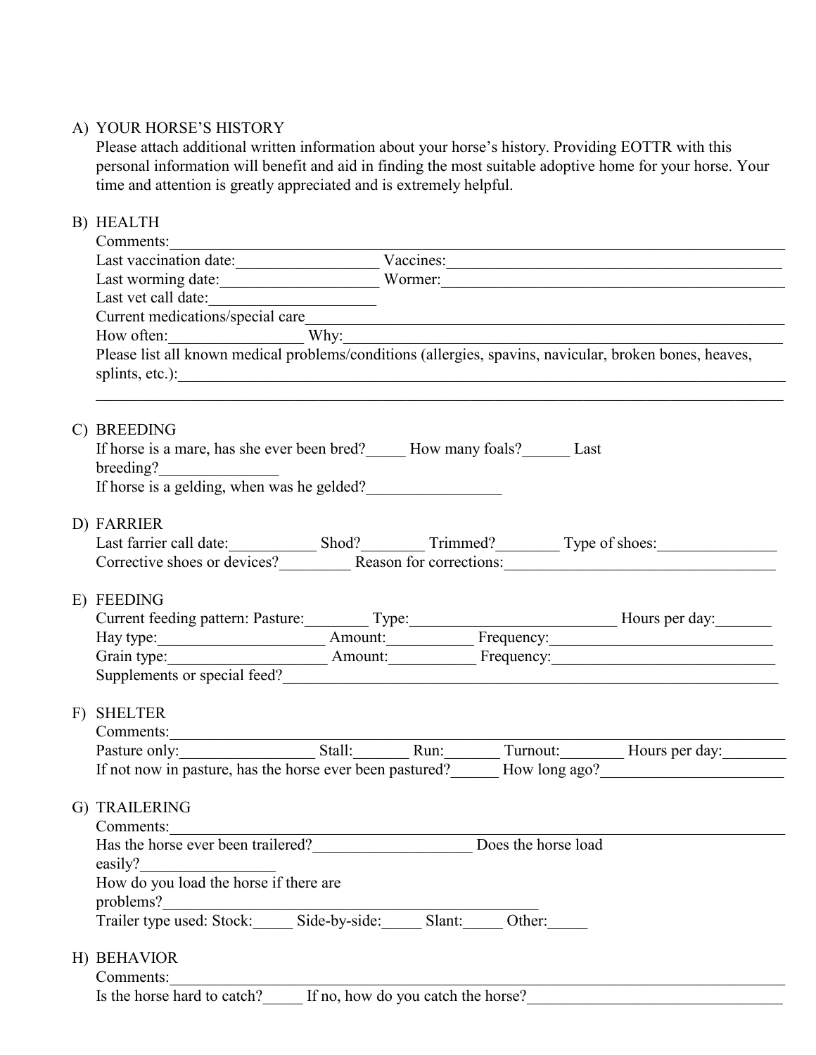A) YOUR HORSE'S HISTORY

Please attach additional written information about your horse's history. Providing EOTTR with this personal information will benefit and aid in finding the most suitable adoptive home for your horse. Your time and attention is greatly appreciated and is extremely helpful.

B) HEALTH

Comments:\_\_\_\_\_\_\_\_\_\_\_\_\_\_\_\_\_\_\_\_\_\_\_\_\_\_\_\_\_\_\_\_\_\_\_\_\_\_\_\_\_\_\_\_\_\_\_\_\_\_\_\_\_\_\_\_\_\_\_\_\_\_\_\_

Last vaccination date:\_\_\_\_\_\_\_\_\_\_\_\_\_\_\_\_\_\_ Vaccines:\_\_\_\_\_\_\_\_\_\_\_\_\_\_\_\_\_\_\_\_\_\_\_\_\_\_\_\_\_\_\_\_\_\_\_\_\_\_\_\_\_\_

Last worming date:\_\_\_\_\_\_\_\_\_\_\_\_\_\_\_\_\_\_\_\_ Wormer:\_\_\_\_\_\_\_\_\_\_\_\_\_\_\_\_\_\_\_\_\_\_\_\_\_\_\_\_\_\_\_\_\_\_\_\_\_\_\_\_\_\_\_\_

Last vet call date:\_\_\_\_\_\_\_\_\_\_\_\_\_\_\_\_\_\_\_\_\_\_

Current medications/special care\_\_\_\_\_\_\_\_\_\_\_\_\_\_\_\_\_\_\_\_\_\_\_\_\_\_\_\_\_\_\_\_\_\_\_\_\_\_\_\_\_\_\_\_\_\_\_\_\_\_\_\_\_\_\_\_\_\_\_

How often:\_\_\_\_\_\_\_\_\_\_\_\_\_\_\_\_\_\_ Why:\_\_\_\_\_\_\_\_\_\_\_\_\_\_\_\_\_\_\_\_\_\_\_\_\_\_\_\_\_\_\_\_\_\_\_\_\_\_\_\_\_\_\_\_\_\_\_\_\_\_\_\_\_\_

Please list all known medical problems/conditions (allergies, spavins, navicular, broken bones, heaves, splints, etc.):\_\_\_\_\_\_\_\_\_\_\_\_\_\_\_\_\_\_\_\_\_\_\_\_\_\_\_\_\_\_\_\_\_\_\_\_\_\_\_\_\_\_\_\_\_\_\_\_\_\_\_\_\_\_\_\_\_\_\_\_\_\_\_\_\_\_\_\_\_\_\_\_\_\_

\_\_\_\_\_\_\_\_\_\_\_\_\_\_\_\_\_\_\_\_\_\_\_\_\_\_\_\_\_\_\_\_\_\_\_\_\_\_\_\_\_\_\_\_\_\_\_\_\_\_\_\_\_\_\_\_\_\_\_\_\_\_\_\_\_\_\_\_\_\_\_\_\_\_\_\_\_\_\_\_\_\_\_\_\_

C) BREEDING

If horse is a mare, has she ever been bred?\_\_\_\_\_ How many foals?\_\_\_\_\_\_ Last breeding?\_\_\_\_\_\_\_\_\_\_\_\_\_\_\_

If horse is a gelding, when was he gelded?\_\_\_\_\_\_\_\_\_\_\_\_\_\_\_\_\_

D) FARRIER

Last farrier call date:\_\_\_\_\_\_\_\_\_\_\_ Shod?\_\_\_\_\_\_\_\_ Trimmed?\_\_\_\_\_\_\_\_ Type of shoes:\_\_\_\_\_\_\_\_\_\_\_\_\_\_\_

Corrective shoes or devices?\_\_\_\_\_\_\_\_\_ Reason for corrections:\_\_\_\_\_\_\_\_\_\_\_\_\_\_\_\_\_\_\_\_\_\_\_\_\_\_\_\_\_\_\_\_\_\_

E) FEEDING

Current feeding pattern: Pasture:\_\_\_\_\_\_\_\_ Type:\_\_\_\_\_\_\_\_\_\_\_\_\_\_\_\_\_\_\_\_\_\_\_\_\_\_ Hours per day:\_\_\_\_\_\_\_

Hay type:\_\_\_\_\_\_\_\_\_\_\_\_\_\_\_\_\_\_\_\_\_ Amount:\_\_\_\_\_\_\_\_\_\_\_ Frequency:\_\_\_\_\_\_\_\_\_\_\_\_\_\_\_\_\_\_\_\_\_\_\_\_\_\_\_\_\_

Grain type:\_\_\_\_\_\_\_\_\_\_\_\_\_\_\_\_\_\_\_\_ Amount:\_\_\_\_\_\_\_\_\_\_\_ Frequency:\_\_\_\_\_\_\_\_\_\_\_\_\_\_\_\_\_\_\_\_\_\_\_\_\_\_\_\_\_

Supplements or special feed?\_\_\_\_\_\_\_\_\_\_\_\_\_\_\_\_\_\_\_\_\_\_\_\_\_\_\_\_\_\_\_\_\_\_\_\_\_\_\_\_\_\_\_\_\_\_\_\_\_\_\_\_\_\_\_\_\_\_\_\_\_\_\_

F) SHELTER

Comments:\_\_\_\_\_\_\_\_\_\_\_\_\_\_\_\_\_\_\_\_\_\_\_\_\_\_\_\_\_\_\_\_\_\_\_\_\_\_\_\_\_\_\_\_\_\_\_\_\_\_\_\_\_\_\_\_\_\_\_\_\_\_\_\_

Pasture only:\_\_\_\_\_\_\_\_\_\_\_\_\_\_\_\_\_ Stall:\_\_\_\_\_\_\_ Run:\_\_\_\_\_\_\_ Turnout:\_\_\_\_\_\_\_\_ Hours per day:\_\_\_\_\_\_\_\_

If not now in pasture, has the horse ever been pastured?\_\_\_\_\_\_ How long ago?\_\_\_\_\_\_\_\_\_\_\_\_\_\_\_\_\_\_\_\_\_\_\_

G) TRAILERING

Comments:\_\_\_\_\_\_\_\_\_\_\_\_\_\_\_\_\_\_\_\_\_\_\_\_\_\_\_\_\_\_\_\_\_\_\_\_\_\_\_\_\_\_\_\_\_\_\_\_\_\_\_\_\_\_\_\_\_\_\_\_\_\_\_\_

Has the horse ever been trailered?\_\_\_\_\_\_\_\_\_\_\_\_\_\_\_\_\_\_\_\_ Does the horse load easily?\_\_\_\_\_\_\_\_\_\_\_\_\_\_\_\_\_

How do you load the horse if there are problems?\_\_\_\_\_\_\_\_\_\_\_\_\_\_\_\_\_\_\_\_\_\_\_\_\_\_\_\_\_\_\_\_\_\_\_\_\_\_\_\_\_\_\_\_\_\_\_\_\_

Trailer type used: Stock:\_\_\_\_\_ Side-by-side:\_\_\_\_\_ Slant:\_\_\_\_\_ Other:\_\_\_\_\_

H) BEHAVIOR

Comments:\_\_\_\_\_\_\_\_\_\_\_\_\_\_\_\_\_\_\_\_\_\_\_\_\_\_\_\_\_\_\_\_\_\_\_\_\_\_\_\_\_\_\_\_\_\_\_\_\_\_\_\_\_\_\_\_\_\_\_\_\_\_\_\_

Is the horse hard to catch?\_\_\_\_\_ If no, how do you catch the horse?\_\_\_\_\_\_\_\_\_\_\_\_\_\_\_\_\_\_\_\_\_\_\_\_\_\_\_\_\_\_\_\_\_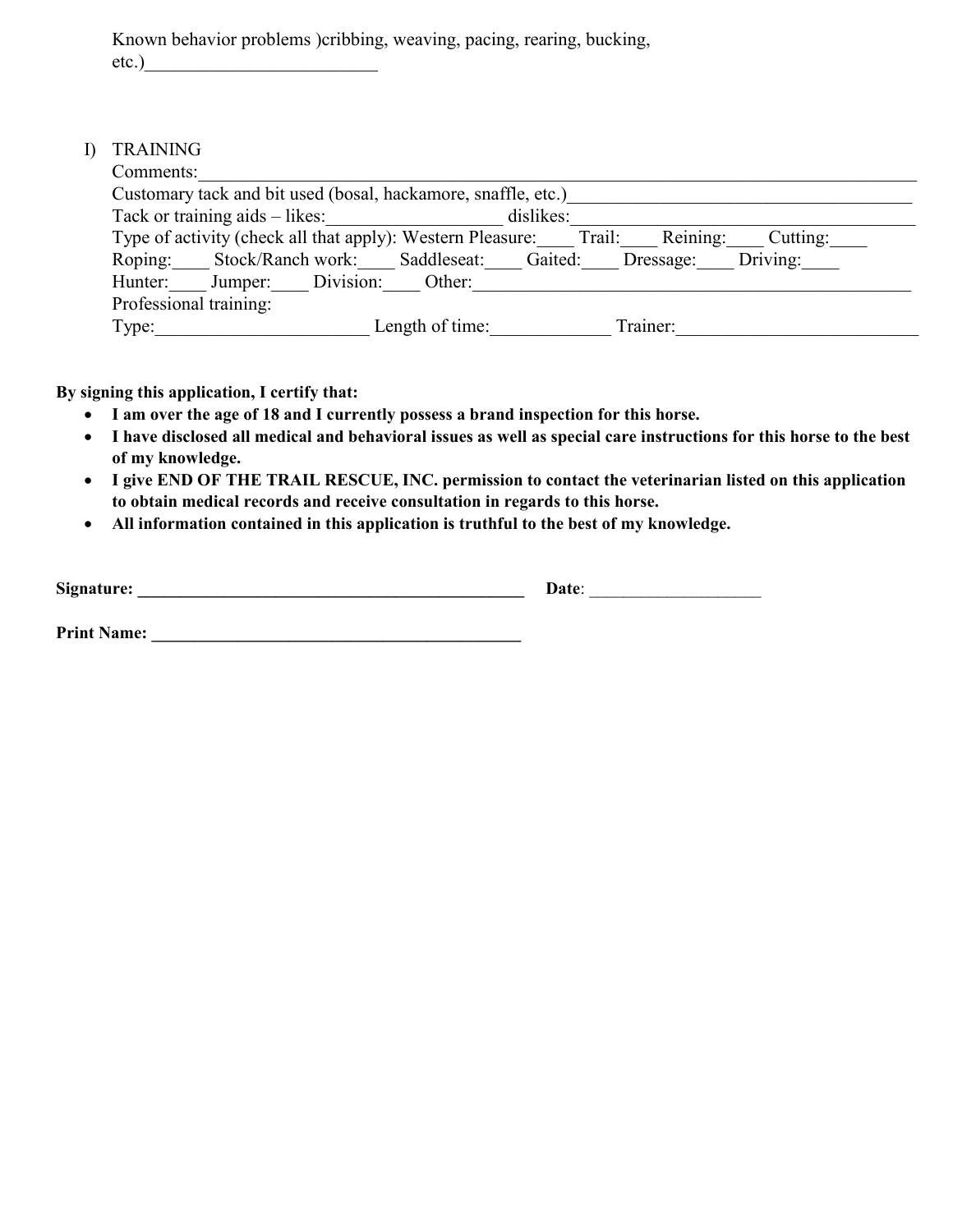Known behavior problems )cribbing, weaving, pacing, rearing, bucking, etc.)_________________________

I) TRAINING

Comments:_______________________________________________________________________________

Customary tack and bit used (bosal, hackamore, snaffle, etc.)_____________________________________

Tack or training aids – likes:___________________ dislikes:_____________________________________

Type of activity (check all that apply): Western Pleasure:____ Trail:____ Reining:____ Cutting:____ Roping:____ Stock/Ranch work:____ Saddleseat:____ Gaited:____ Dressage:____ Driving:____ Hunter:____ Jumper:____ Division:____ Other:_____________________________________________

Professional training:

Type:_______________________ Length of time:_____________ Trainer:__________________________

**By signing this application, I certify that:**

- **I am over the age of 18 and I currently possess a brand inspection for this horse.**
- **I have disclosed all medical and behavioral issues as well as special care instructions for this horse to the best of my knowledge.**
- **I give END OF THE TRAIL RESCUE, INC. permission to contact the veterinarian listed on this application to obtain medical records and receive consultation in regards to this horse.**
- **All information contained in this application is truthful to the best of my knowledge.**

**Signature: _______________________________________________** **Date**: ____________________

**Print Name: ____________________________________________**